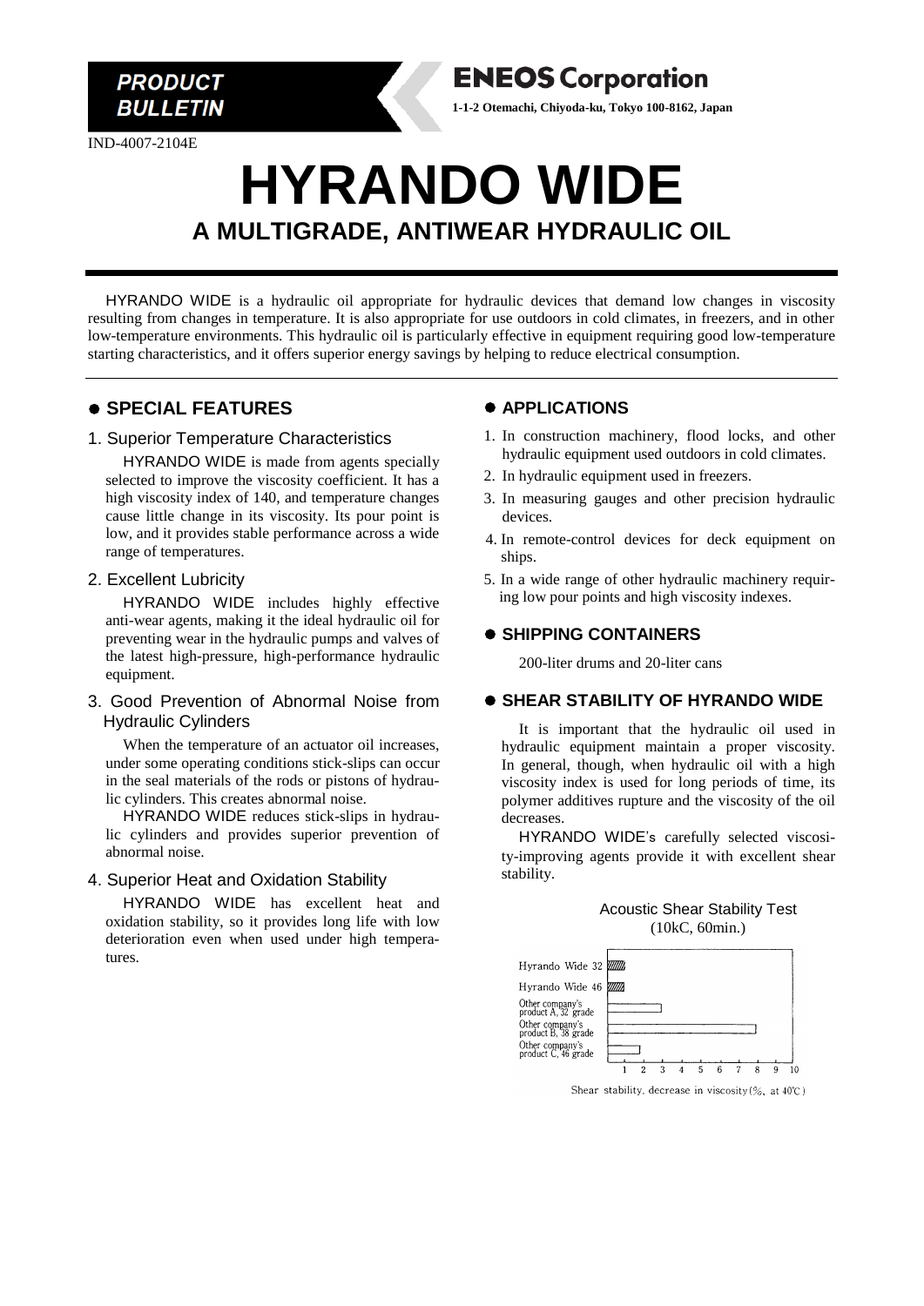**PRODUCT BULLETIN**

**ENEOS Corporation**

**1-1-2 Otemachi, Chiyoda-ku, Tokyo 100-8162, Japan**

IND-4007-2104E

# HYRANDO WIDE

## A MULTIGRADE, ANTIWEAR HYDRAULIC OIL

HYRANDO WIDE is a hydraulic oil appropriate for hydraulic devices that demand low changes in viscosity resulting from changes in temperature. It is also appropriate for use outdoors in cold climates, in freezers, and in other low-temperature environments. This hydraulic oil is particularly effective in equipment requiring good low-temperature starting characteristics, and it offers superior energy savings by helping to reduce electrical consumption.

## ● SPECIAL FEATURES

### 1. Superior Temperature Characteristics

HYRANDO WIDE is made from agents specially selected to improve the viscosity coefficient. It has a high viscosity index of 140, and temperature changes cause little change in its viscosity. Its pour point is low, and it provides stable performance across a wide range of temperatures.

### 2. Excellent Lubricity

HYRANDO WIDE includes highly effective anti-wear agents, making it the ideal hydraulic oil for preventing wear in the hydraulic pumps and valves of the latest high-pressure, high-performance hydraulic equipment.

### 3. Good Prevention of Abnormal Noise from Hydraulic Cylinders

When the temperature of an actuator oil increases, under some operating conditions stick-slips can occur in the seal materials of the rods or pistons of hydraulic cylinders. This creates abnormal noise.

HYRANDO WIDE reduces stick-slips in hydraulic cylinders and provides superior prevention of abnormal noise.

### 4. Superior Heat and Oxidation Stability

HYRANDO WIDE has excellent heat and oxidation stability, so it provides long life with low deterioration even when used under high temperatures.

## ● APPLICATIONS

1. In construction machinery, flood locks, and other hydraulic equipment used outdoors in cold climates.
2. In hydraulic equipment used in freezers.
3. In measuring gauges and other precision hydraulic devices.
4. In remote-control devices for deck equipment on ships.
5. In a wide range of other hydraulic machinery requiring low pour points and high viscosity indexes.

## ● SHIPPING CONTAINERS

200-liter drums and 20-liter cans

## ● SHEAR STABILITY OF HYRANDO WIDE

It is important that the hydraulic oil used in hydraulic equipment maintain a proper viscosity. In general, though, when hydraulic oil with a high viscosity index is used for long periods of time, its polymer additives rupture and the viscosity of the oil decreases.

HYRANDO WIDE's carefully selected viscosity-improving agents provide it with excellent shear stability.

Acoustic Shear Stability Test
(10kC, 60min.)

- Hyrando Wide 32
- Hyrando Wide 46
- Other company's product A, 32 grade
- Other company's product B, 38 grade
- Other company's product C, 46 grade

Shear stability, decrease in viscosity (%, at 40℃)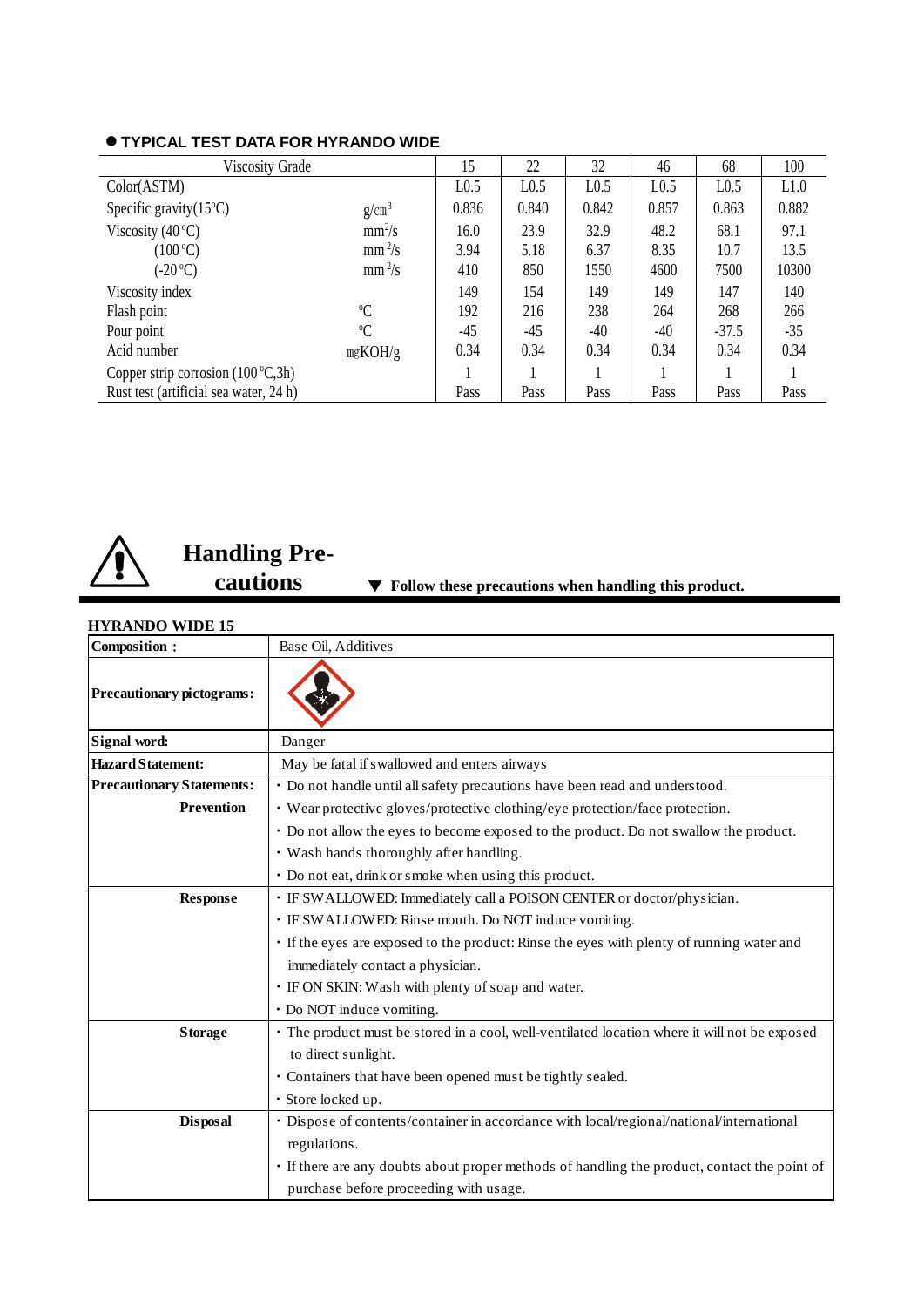## ● TYPICAL TEST DATA FOR HYRANDO WIDE

| Viscosity Grade | | 15 | 22 | 32 | 46 | 68 | 100 |
|---|---|---|---|---|---|---|---|
| Color(ASTM) | | L0.5 | L0.5 | L0.5 | L0.5 | L0.5 | L1.0 |
| Specific gravity(15°C) | g/㎝$^3$ | 0.836 | 0.840 | 0.842 | 0.857 | 0.863 | 0.882 |
| Viscosity (40 °C) | mm$^2$/s | 16.0 | 23.9 | 32.9 | 48.2 | 68.1 | 97.1 |
| (100 °C) | mm$^2$/s | 3.94 | 5.18 | 6.37 | 8.35 | 10.7 | 13.5 |
| (-20 °C) | mm$^2$/s | 410 | 850 | 1550 | 4600 | 7500 | 10300 |
| Viscosity index | | 149 | 154 | 149 | 149 | 147 | 140 |
| Flash point | ℃ | 192 | 216 | 238 | 264 | 268 | 266 |
| Pour point | ℃ | -45 | -45 | -40 | -40 | -37.5 | -35 |
| Acid number | ㎎KOH/g | 0.34 | 0.34 | 0.34 | 0.34 | 0.34 | 0.34 |
| Copper strip corrosion (100 °C,3h) | | 1 | 1 | 1 | 1 | 1 | 1 |
| Rust test (artificial sea water, 24 h) | | Pass | Pass | Pass | Pass | Pass | Pass |

## Handling Pre-cautions

▼ **Follow these precautions when handling this product.**

**HYRANDO WIDE 15**

| | |
|---|---|
| **Composition：** | Base Oil, Additives |
| **Precautionary pictograms:** | |
| **Signal word:** | Danger |
| **Hazard Statement:** | May be fatal if swallowed and enters airways |
| **Precautionary Statements:** **Prevention** | ・Do not handle until all safety precautions have been read and understood.<br>・Wear protective gloves/protective clothing/eye protection/face protection.<br>・Do not allow the eyes to become exposed to the product. Do not swallow the product.<br>・Wash hands thoroughly after handling.<br>・Do not eat, drink or smoke when using this product. |
| **Response** | ・IF SWALLOWED: Immediately call a POISON CENTER or doctor/physician.<br>・IF SWALLOWED: Rinse mouth. Do NOT induce vomiting.<br>・If the eyes are exposed to the product: Rinse the eyes with plenty of running water and immediately contact a physician.<br>・IF ON SKIN: Wash with plenty of soap and water.<br>・Do NOT induce vomiting. |
| **Storage** | ・The product must be stored in a cool, well-ventilated location where it will not be exposed to direct sunlight.<br>・Containers that have been opened must be tightly sealed.<br>・Store locked up. |
| **Disposal** | ・Dispose of contents/container in accordance with local/regional/national/international regulations.<br>・If there are any doubts about proper methods of handling the product, contact the point of purchase before proceeding with usage. |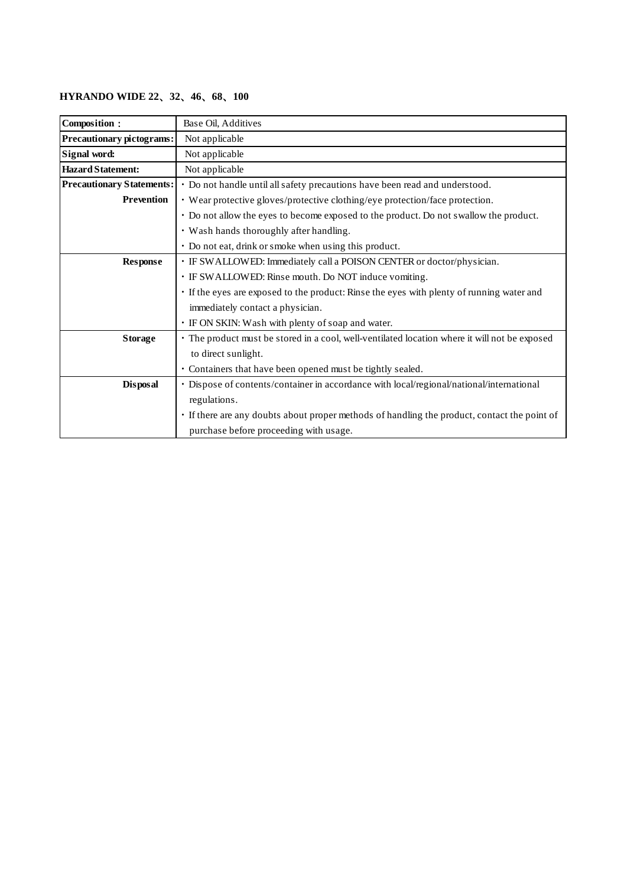**HYRANDO WIDE 22、32、46、68、100**

| | |
|---|---|
| **Composition：** | Base Oil, Additives |
| **Precautionary pictograms:** | Not applicable |
| **Signal word:** | Not applicable |
| **Hazard Statement:** | Not applicable |
| **Precautionary Statements:** **Prevention** | ・Do not handle until all safety precautions have been read and understood.<br>・Wear protective gloves/protective clothing/eye protection/face protection.<br>・Do not allow the eyes to become exposed to the product. Do not swallow the product.<br>・Wash hands thoroughly after handling.<br>・Do not eat, drink or smoke when using this product. |
| **Response** | ・IF SWALLOWED: Immediately call a POISON CENTER or doctor/physician.<br>・IF SWALLOWED: Rinse mouth. Do NOT induce vomiting.<br>・If the eyes are exposed to the product: Rinse the eyes with plenty of running water and immediately contact a physician.<br>・IF ON SKIN: Wash with plenty of soap and water. |
| **Storage** | ・The product must be stored in a cool, well-ventilated location where it will not be exposed to direct sunlight.<br>・Containers that have been opened must be tightly sealed. |
| **Disposal** | ・Dispose of contents/container in accordance with local/regional/national/international regulations.<br>・If there are any doubts about proper methods of handling the product, contact the point of purchase before proceeding with usage. |